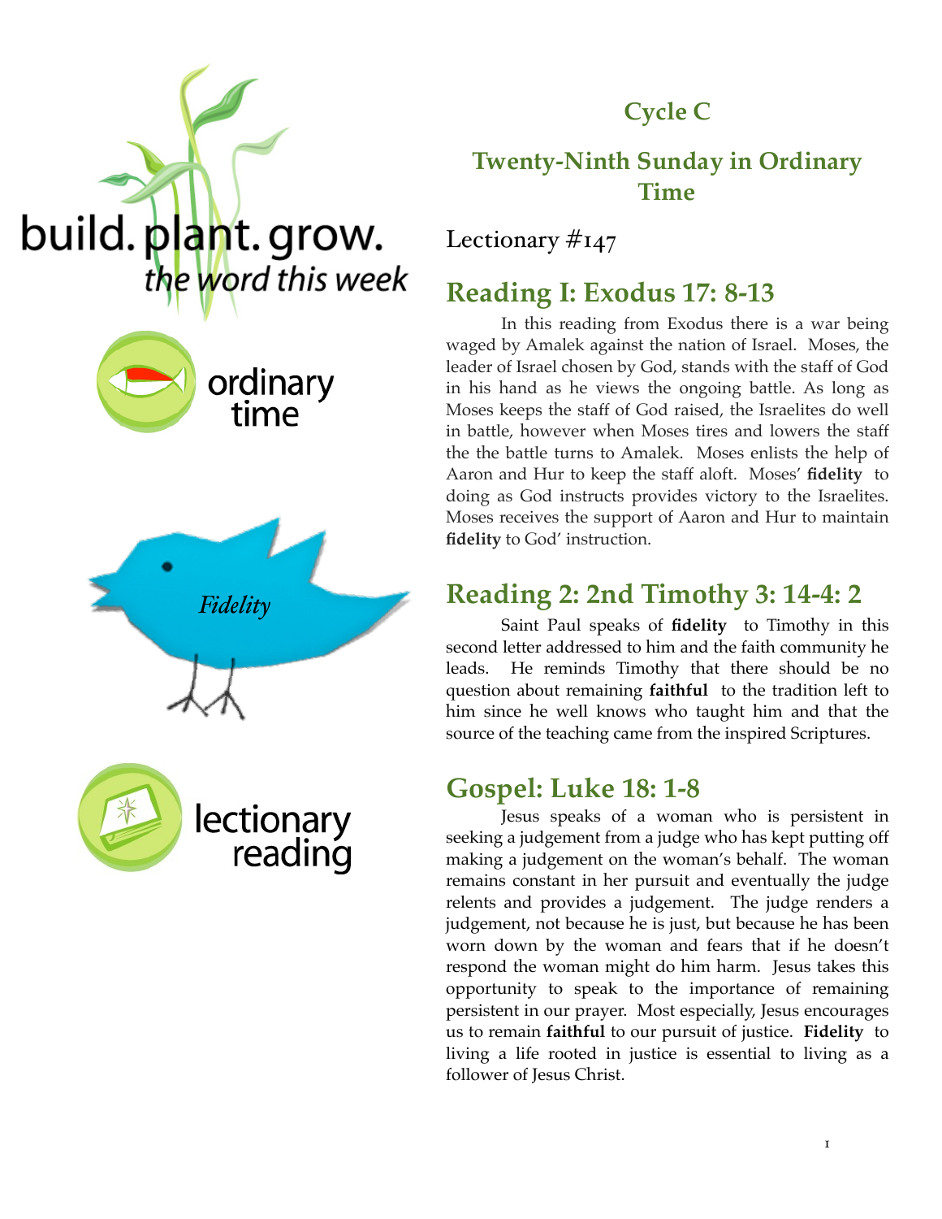build. plant. grow.

*the word this week*

ordinary time

*Fidelity*

lectionary reading

## Cycle C

## Twenty-Ninth Sunday in Ordinary Time

Lectionary #147

## Reading I: Exodus 17: 8-13

In this reading from Exodus there is a war being waged by Amalek against the nation of Israel. Moses, the leader of Israel chosen by God, stands with the staff of God in his hand as he views the ongoing battle. As long as Moses keeps the staff of God raised, the Israelites do well in battle, however when Moses tires and lowers the staff the the battle turns to Amalek. Moses enlists the help of Aaron and Hur to keep the staff aloft. Moses' **fidelity** to doing as God instructs provides victory to the Israelites. Moses receives the support of Aaron and Hur to maintain **fidelity** to God' instruction.

## Reading 2: 2nd Timothy 3: 14-4: 2

Saint Paul speaks of **fidelity** to Timothy in this second letter addressed to him and the faith community he leads. He reminds Timothy that there should be no question about remaining **faithful** to the tradition left to him since he well knows who taught him and that the source of the teaching came from the inspired Scriptures.

## Gospel: Luke 18: 1-8

Jesus speaks of a woman who is persistent in seeking a judgement from a judge who has kept putting off making a judgement on the woman's behalf. The woman remains constant in her pursuit and eventually the judge relents and provides a judgement. The judge renders a judgement, not because he is just, but because he has been worn down by the woman and fears that if he doesn't respond the woman might do him harm. Jesus takes this opportunity to speak to the importance of remaining persistent in our prayer. Most especially, Jesus encourages us to remain **faithful** to our pursuit of justice. **Fidelity** to living a life rooted in justice is essential to living as a follower of Jesus Christ.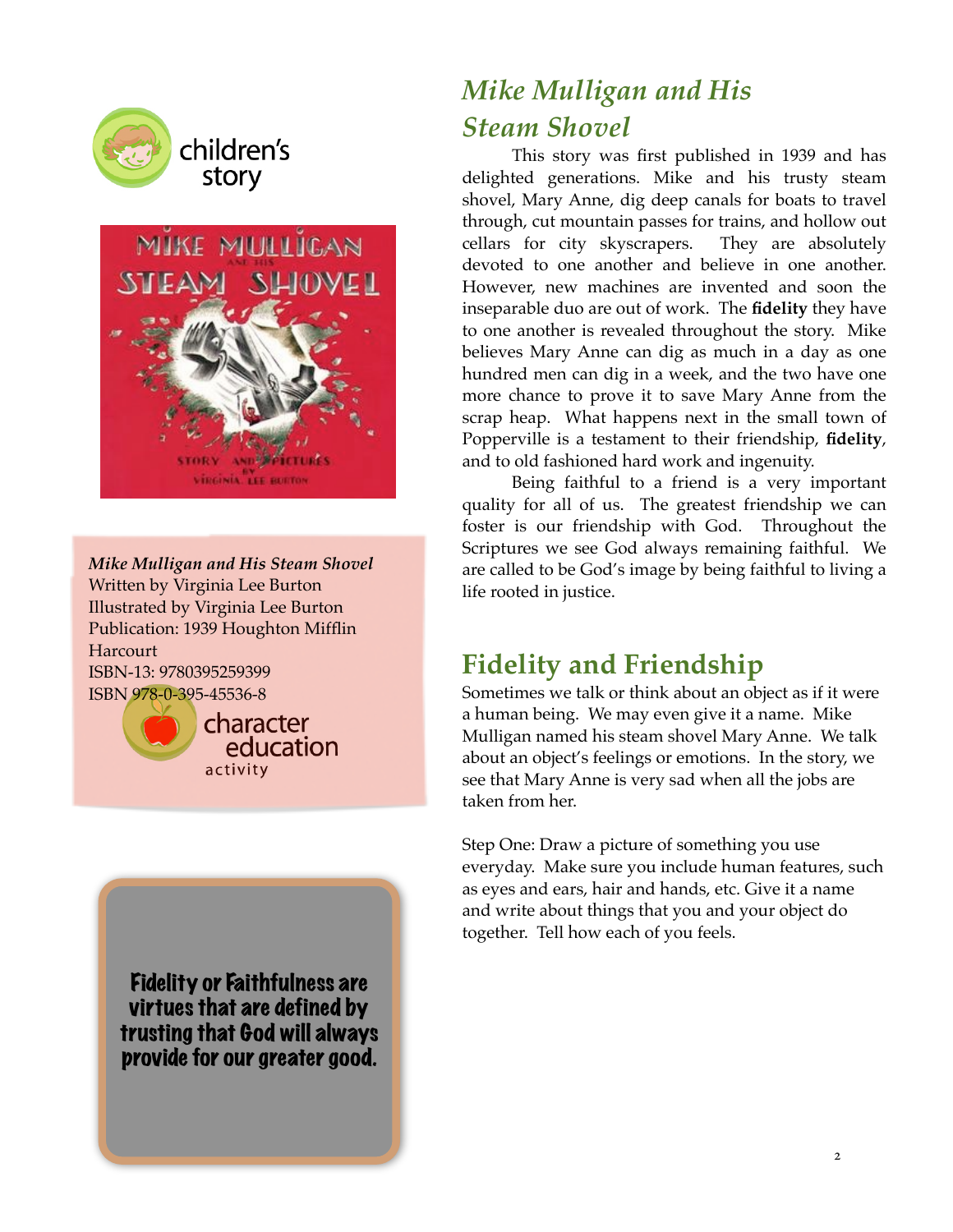children's story

*Mike Mulligan and His Steam Shovel*
Written by Virginia Lee Burton
Illustrated by Virginia Lee Burton
Publication: 1939 Houghton Mifflin Harcourt
ISBN-13: 9780395259399
ISBN 978-0-395-45536-8

character education activity

**Fidelity or Faithfulness are virtues that are defined by trusting that God will always provide for our greater good.**

## *Mike Mulligan and His Steam Shovel*

This story was first published in 1939 and has delighted generations. Mike and his trusty steam shovel, Mary Anne, dig deep canals for boats to travel through, cut mountain passes for trains, and hollow out cellars for city skyscrapers. They are absolutely devoted to one another and believe in one another. However, new machines are invented and soon the inseparable duo are out of work. The **fidelity** they have to one another is revealed throughout the story. Mike believes Mary Anne can dig as much in a day as one hundred men can dig in a week, and the two have one more chance to prove it to save Mary Anne from the scrap heap. What happens next in the small town of Popperville is a testament to their friendship, **fidelity**, and to old fashioned hard work and ingenuity.

Being faithful to a friend is a very important quality for all of us. The greatest friendship we can foster is our friendship with God. Throughout the Scriptures we see God always remaining faithful. We are called to be God's image by being faithful to living a life rooted in justice.

## Fidelity and Friendship

Sometimes we talk or think about an object as if it were a human being. We may even give it a name. Mike Mulligan named his steam shovel Mary Anne. We talk about an object's feelings or emotions. In the story, we see that Mary Anne is very sad when all the jobs are taken from her.

Step One: Draw a picture of something you use everyday. Make sure you include human features, such as eyes and ears, hair and hands, etc. Give it a name and write about things that you and your object do together. Tell how each of you feels.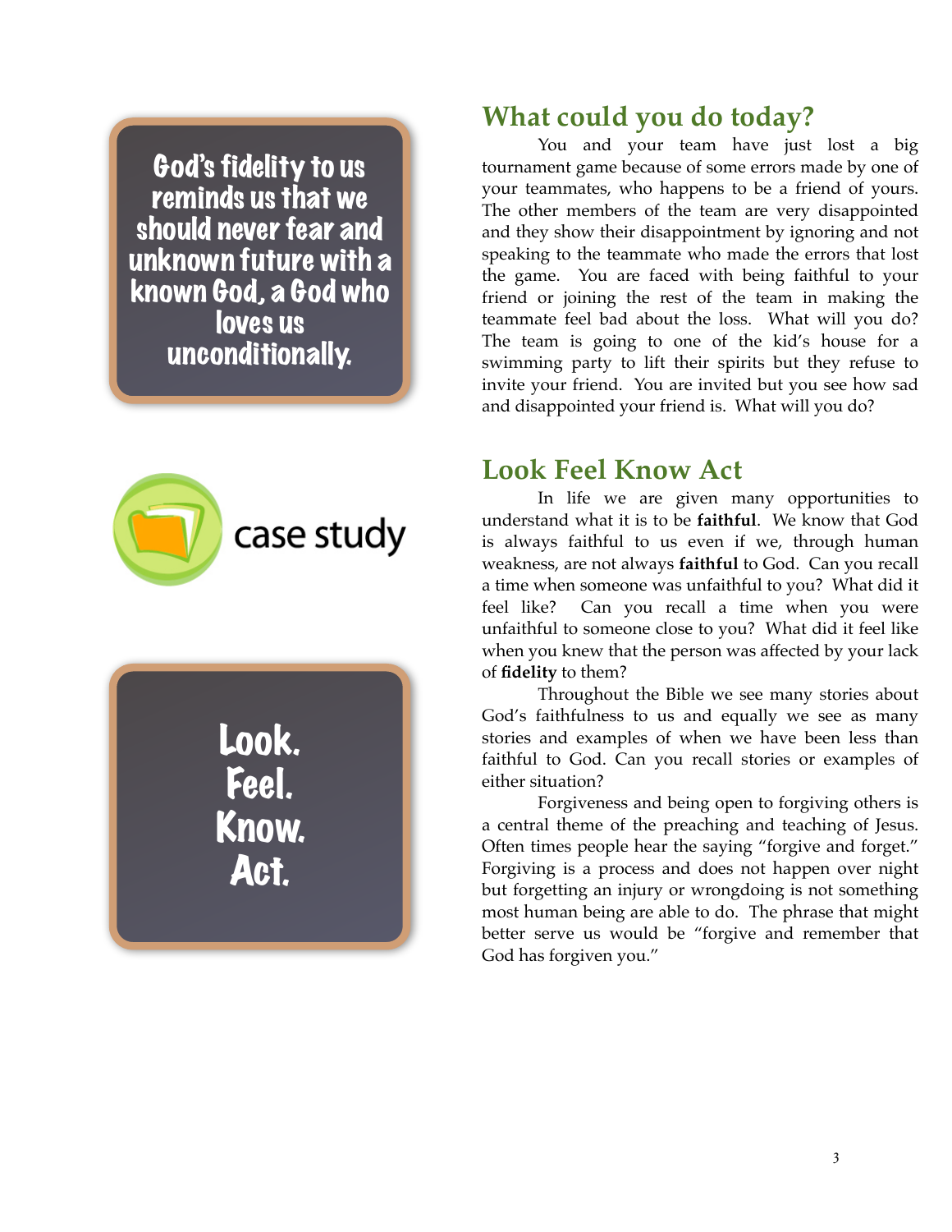God's fidelity to us reminds us that we should never fear and unknown future with a known God, a God who loves us unconditionally.

## What could you do today?

You and your team have just lost a big tournament game because of some errors made by one of your teammates, who happens to be a friend of yours. The other members of the team are very disappointed and they show their disappointment by ignoring and not speaking to the teammate who made the errors that lost the game. You are faced with being faithful to your friend or joining the rest of the team in making the teammate feel bad about the loss. What will you do? The team is going to one of the kid's house for a swimming party to lift their spirits but they refuse to invite your friend. You are invited but you see how sad and disappointed your friend is. What will you do?

case study

## Look Feel Know Act

In life we are given many opportunities to understand what it is to be **faithful**. We know that God is always faithful to us even if we, through human weakness, are not always **faithful** to God. Can you recall a time when someone was unfaithful to you? What did it feel like? Can you recall a time when you were unfaithful to someone close to you? What did it feel like when you knew that the person was affected by your lack of **fidelity** to them?

Throughout the Bible we see many stories about God's faithfulness to us and equally we see as many stories and examples of when we have been less than faithful to God. Can you recall stories or examples of either situation?

Forgiveness and being open to forgiving others is a central theme of the preaching and teaching of Jesus. Often times people hear the saying "forgive and forget." Forgiving is a process and does not happen over night but forgetting an injury or wrongdoing is not something most human being are able to do. The phrase that might better serve us would be "forgive and remember that God has forgiven you."

Look.
Feel.
Know.
Act.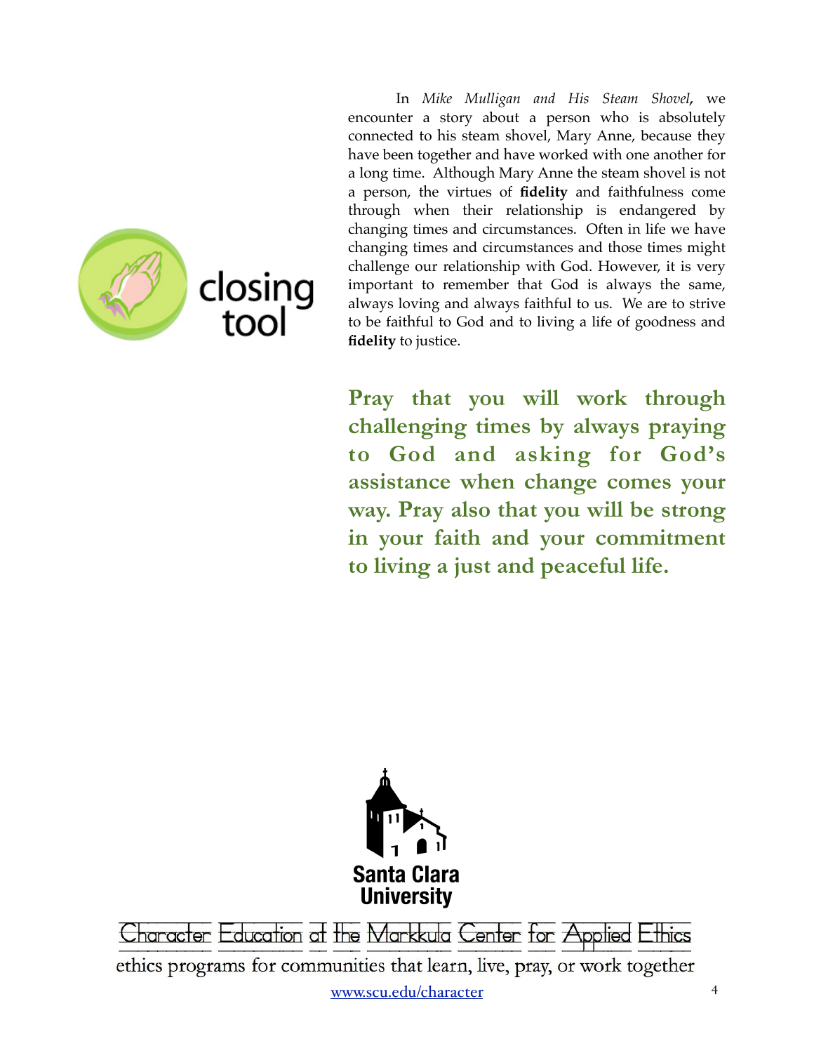## closing tool

In *Mike Mulligan and His Steam Shovel*, we encounter a story about a person who is absolutely connected to his steam shovel, Mary Anne, because they have been together and have worked with one another for a long time. Although Mary Anne the steam shovel is not a person, the virtues of **fidelity** and faithfulness come through when their relationship is endangered by changing times and circumstances. Often in life we have changing times and circumstances and those times might challenge our relationship with God. However, it is very important to remember that God is always the same, always loving and always faithful to us. We are to strive to be faithful to God and to living a life of goodness and **fidelity** to justice.

**Pray that you will work through challenging times by always praying to God and asking for God's assistance when change comes your way. Pray also that you will be strong in your faith and your commitment to living a just and peaceful life.**

Santa Clara University

Character Education at the Markkula Center for Applied Ethics

ethics programs for communities that learn, live, pray, or work together

www.scu.edu/character